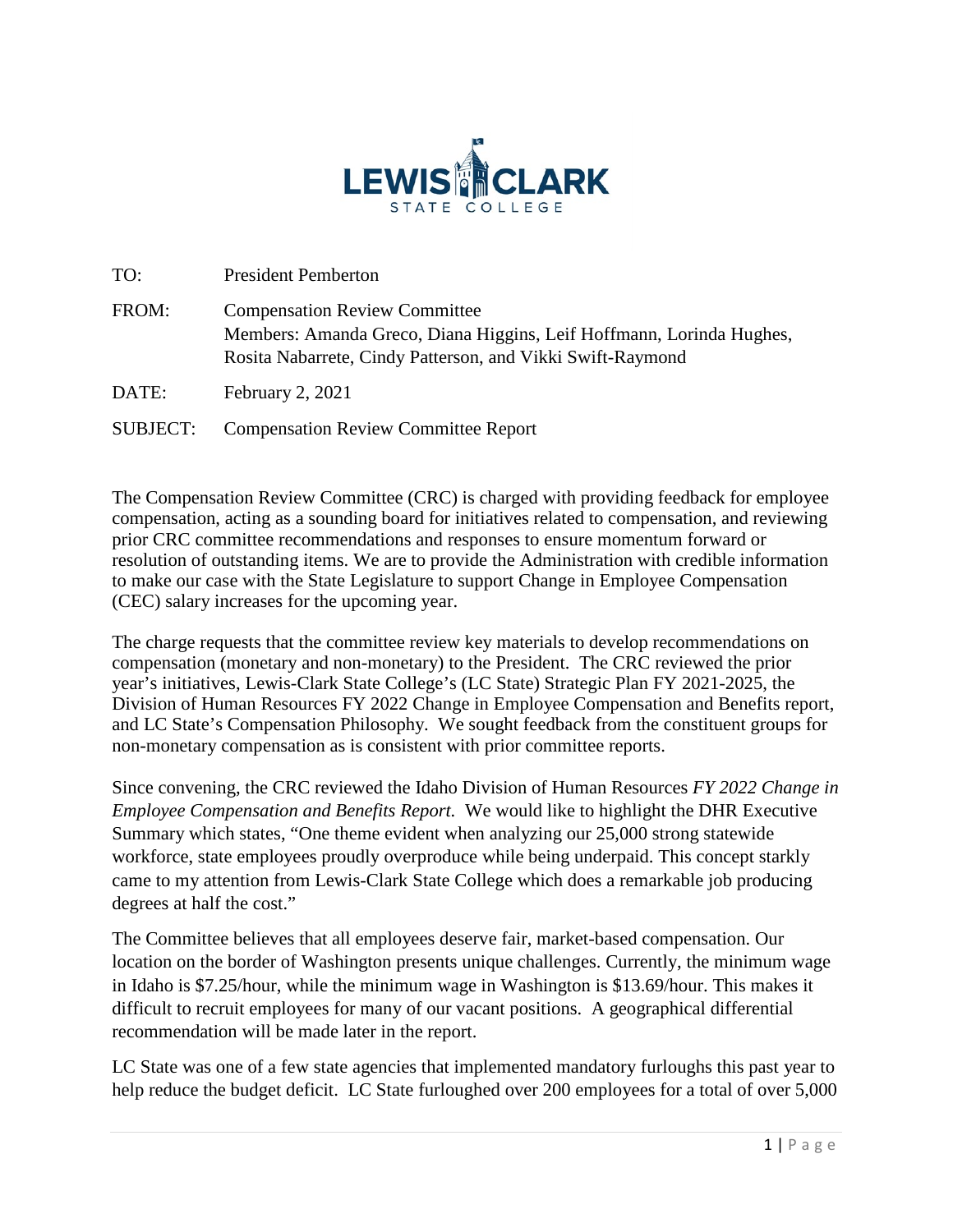TO: President Pemberton

FROM: Compensation Review Committee
Members: Amanda Greco, Diana Higgins, Leif Hoffmann, Lorinda Hughes, Rosita Nabarrete, Cindy Patterson, and Vikki Swift-Raymond

DATE: February 2, 2021

SUBJECT: Compensation Review Committee Report

The Compensation Review Committee (CRC) is charged with providing feedback for employee compensation, acting as a sounding board for initiatives related to compensation, and reviewing prior CRC committee recommendations and responses to ensure momentum forward or resolution of outstanding items. We are to provide the Administration with credible information to make our case with the State Legislature to support Change in Employee Compensation (CEC) salary increases for the upcoming year.

The charge requests that the committee review key materials to develop recommendations on compensation (monetary and non-monetary) to the President. The CRC reviewed the prior year's initiatives, Lewis-Clark State College's (LC State) Strategic Plan FY 2021-2025, the Division of Human Resources FY 2022 Change in Employee Compensation and Benefits report, and LC State's Compensation Philosophy. We sought feedback from the constituent groups for non-monetary compensation as is consistent with prior committee reports.

Since convening, the CRC reviewed the Idaho Division of Human Resources *FY 2022 Change in Employee Compensation and Benefits Report.* We would like to highlight the DHR Executive Summary which states, "One theme evident when analyzing our 25,000 strong statewide workforce, state employees proudly overproduce while being underpaid. This concept starkly came to my attention from Lewis-Clark State College which does a remarkable job producing degrees at half the cost."

The Committee believes that all employees deserve fair, market-based compensation. Our location on the border of Washington presents unique challenges. Currently, the minimum wage in Idaho is $7.25/hour, while the minimum wage in Washington is $13.69/hour. This makes it difficult to recruit employees for many of our vacant positions. A geographical differential recommendation will be made later in the report.

LC State was one of a few state agencies that implemented mandatory furloughs this past year to help reduce the budget deficit. LC State furloughed over 200 employees for a total of over 5,000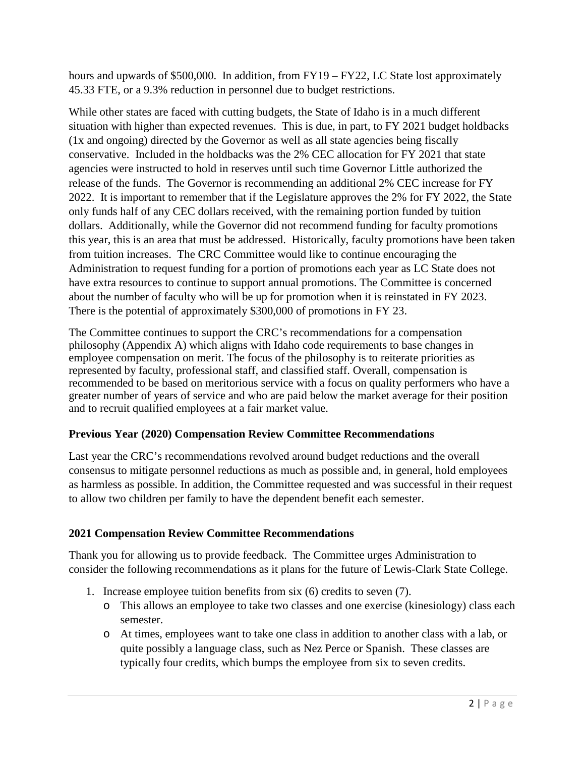hours and upwards of $500,000. In addition, from FY19 – FY22, LC State lost approximately 45.33 FTE, or a 9.3% reduction in personnel due to budget restrictions.

While other states are faced with cutting budgets, the State of Idaho is in a much different situation with higher than expected revenues. This is due, in part, to FY 2021 budget holdbacks (1x and ongoing) directed by the Governor as well as all state agencies being fiscally conservative. Included in the holdbacks was the 2% CEC allocation for FY 2021 that state agencies were instructed to hold in reserves until such time Governor Little authorized the release of the funds. The Governor is recommending an additional 2% CEC increase for FY 2022. It is important to remember that if the Legislature approves the 2% for FY 2022, the State only funds half of any CEC dollars received, with the remaining portion funded by tuition dollars. Additionally, while the Governor did not recommend funding for faculty promotions this year, this is an area that must be addressed. Historically, faculty promotions have been taken from tuition increases. The CRC Committee would like to continue encouraging the Administration to request funding for a portion of promotions each year as LC State does not have extra resources to continue to support annual promotions. The Committee is concerned about the number of faculty who will be up for promotion when it is reinstated in FY 2023. There is the potential of approximately $300,000 of promotions in FY 23.

The Committee continues to support the CRC's recommendations for a compensation philosophy (Appendix A) which aligns with Idaho code requirements to base changes in employee compensation on merit. The focus of the philosophy is to reiterate priorities as represented by faculty, professional staff, and classified staff. Overall, compensation is recommended to be based on meritorious service with a focus on quality performers who have a greater number of years of service and who are paid below the market average for their position and to recruit qualified employees at a fair market value.

**Previous Year (2020) Compensation Review Committee Recommendations**

Last year the CRC's recommendations revolved around budget reductions and the overall consensus to mitigate personnel reductions as much as possible and, in general, hold employees as harmless as possible. In addition, the Committee requested and was successful in their request to allow two children per family to have the dependent benefit each semester.

**2021 Compensation Review Committee Recommendations**

Thank you for allowing us to provide feedback. The Committee urges Administration to consider the following recommendations as it plans for the future of Lewis-Clark State College.

1. Increase employee tuition benefits from six (6) credits to seven (7).
   - This allows an employee to take two classes and one exercise (kinesiology) class each semester.
   - At times, employees want to take one class in addition to another class with a lab, or quite possibly a language class, such as Nez Perce or Spanish. These classes are typically four credits, which bumps the employee from six to seven credits.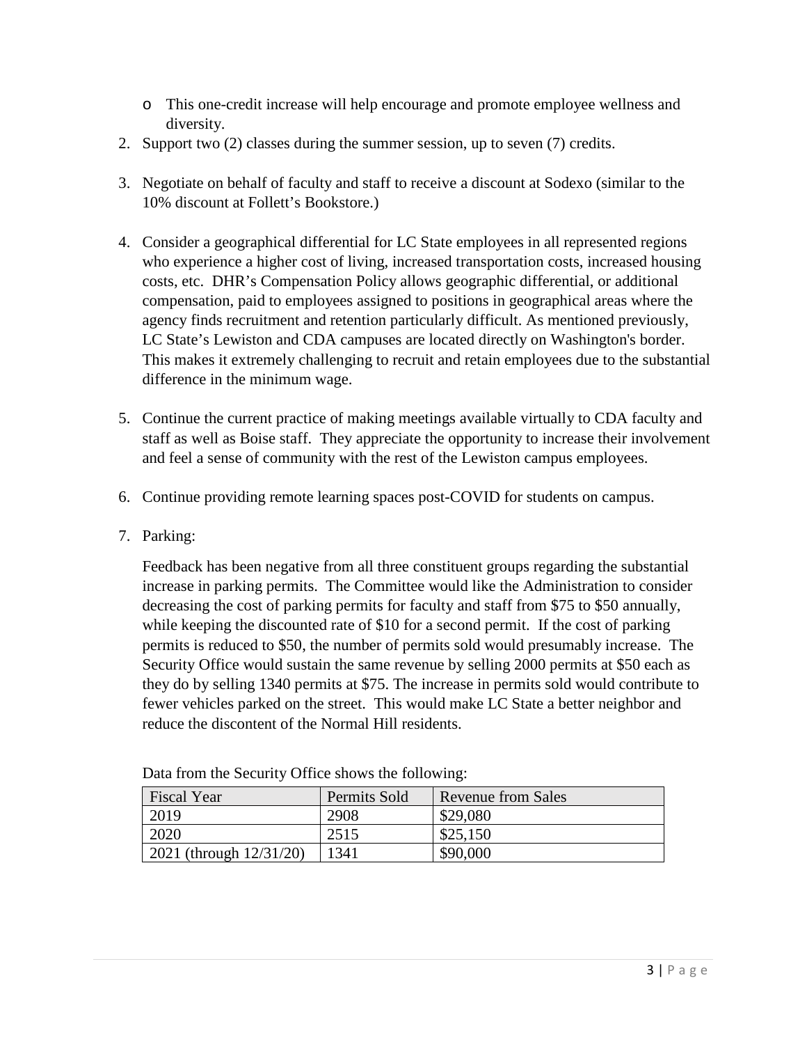- This one-credit increase will help encourage and promote employee wellness and diversity.

2. Support two (2) classes during the summer session, up to seven (7) credits.

3. Negotiate on behalf of faculty and staff to receive a discount at Sodexo (similar to the 10% discount at Follett's Bookstore.)

4. Consider a geographical differential for LC State employees in all represented regions who experience a higher cost of living, increased transportation costs, increased housing costs, etc. DHR's Compensation Policy allows geographic differential, or additional compensation, paid to employees assigned to positions in geographical areas where the agency finds recruitment and retention particularly difficult. As mentioned previously, LC State's Lewiston and CDA campuses are located directly on Washington's border. This makes it extremely challenging to recruit and retain employees due to the substantial difference in the minimum wage.

5. Continue the current practice of making meetings available virtually to CDA faculty and staff as well as Boise staff. They appreciate the opportunity to increase their involvement and feel a sense of community with the rest of the Lewiston campus employees.

6. Continue providing remote learning spaces post-COVID for students on campus.

7. Parking:

   Feedback has been negative from all three constituent groups regarding the substantial increase in parking permits. The Committee would like the Administration to consider decreasing the cost of parking permits for faculty and staff from $75 to $50 annually, while keeping the discounted rate of $10 for a second permit. If the cost of parking permits is reduced to $50, the number of permits sold would presumably increase. The Security Office would sustain the same revenue by selling 2000 permits at $50 each as they do by selling 1340 permits at $75. The increase in permits sold would contribute to fewer vehicles parked on the street. This would make LC State a better neighbor and reduce the discontent of the Normal Hill residents.

   Data from the Security Office shows the following:

| Fiscal Year | Permits Sold | Revenue from Sales |
|---|---|---|
| 2019 | 2908 | $29,080 |
| 2020 | 2515 | $25,150 |
| 2021 (through 12/31/20) | 1341 | $90,000 |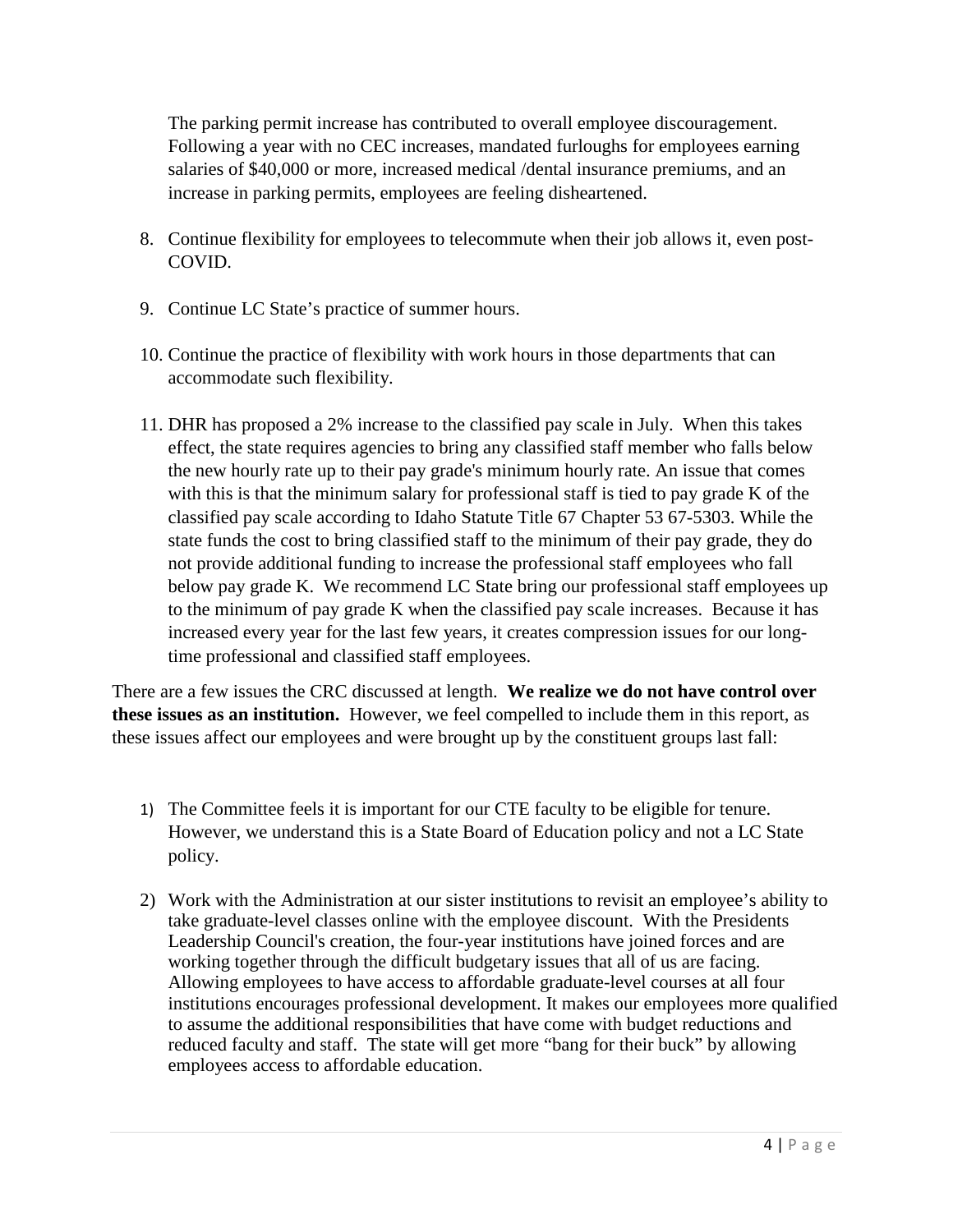The parking permit increase has contributed to overall employee discouragement. Following a year with no CEC increases, mandated furloughs for employees earning salaries of $40,000 or more, increased medical /dental insurance premiums, and an increase in parking permits, employees are feeling disheartened.

8. Continue flexibility for employees to telecommute when their job allows it, even post-COVID.

9. Continue LC State's practice of summer hours.

10. Continue the practice of flexibility with work hours in those departments that can accommodate such flexibility.

11. DHR has proposed a 2% increase to the classified pay scale in July. When this takes effect, the state requires agencies to bring any classified staff member who falls below the new hourly rate up to their pay grade's minimum hourly rate. An issue that comes with this is that the minimum salary for professional staff is tied to pay grade K of the classified pay scale according to Idaho Statute Title 67 Chapter 53 67-5303. While the state funds the cost to bring classified staff to the minimum of their pay grade, they do not provide additional funding to increase the professional staff employees who fall below pay grade K. We recommend LC State bring our professional staff employees up to the minimum of pay grade K when the classified pay scale increases. Because it has increased every year for the last few years, it creates compression issues for our long-time professional and classified staff employees.

There are a few issues the CRC discussed at length. **We realize we do not have control over these issues as an institution.** However, we feel compelled to include them in this report, as these issues affect our employees and were brought up by the constituent groups last fall:

1) The Committee feels it is important for our CTE faculty to be eligible for tenure. However, we understand this is a State Board of Education policy and not a LC State policy.

2) Work with the Administration at our sister institutions to revisit an employee's ability to take graduate-level classes online with the employee discount. With the Presidents Leadership Council's creation, the four-year institutions have joined forces and are working together through the difficult budgetary issues that all of us are facing. Allowing employees to have access to affordable graduate-level courses at all four institutions encourages professional development. It makes our employees more qualified to assume the additional responsibilities that have come with budget reductions and reduced faculty and staff. The state will get more "bang for their buck" by allowing employees access to affordable education.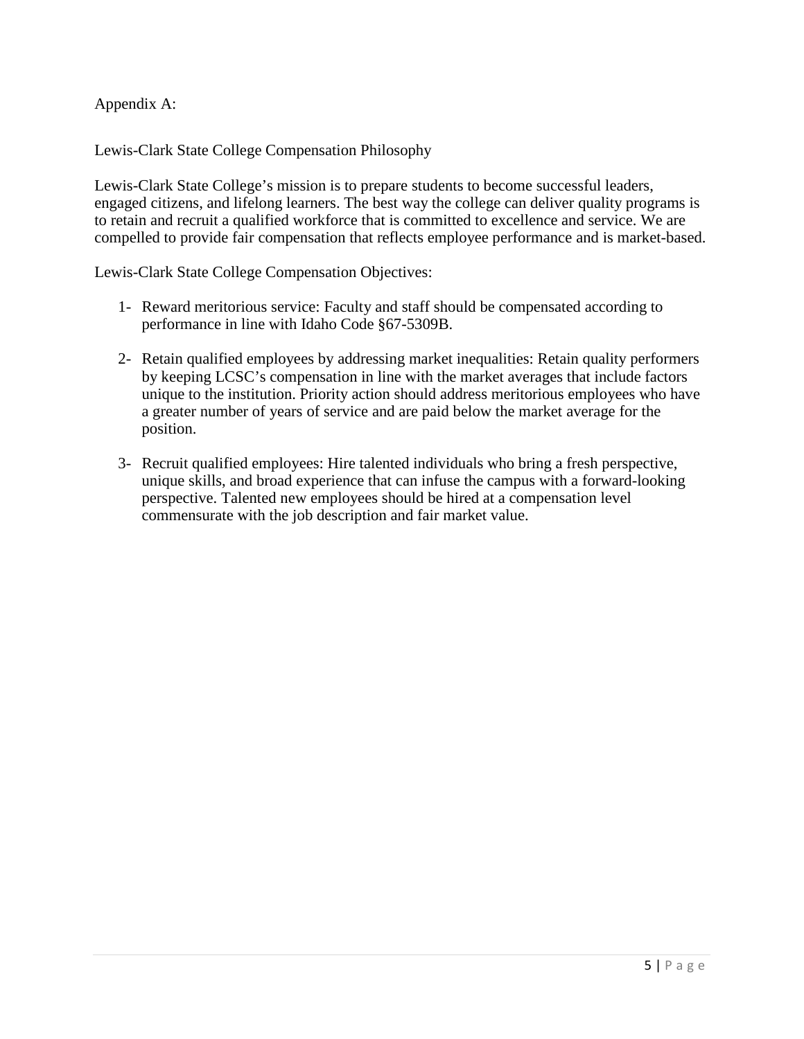Appendix A:

Lewis-Clark State College Compensation Philosophy

Lewis-Clark State College's mission is to prepare students to become successful leaders, engaged citizens, and lifelong learners. The best way the college can deliver quality programs is to retain and recruit a qualified workforce that is committed to excellence and service. We are compelled to provide fair compensation that reflects employee performance and is market-based.

Lewis-Clark State College Compensation Objectives:

1- Reward meritorious service: Faculty and staff should be compensated according to performance in line with Idaho Code §67-5309B.

2- Retain qualified employees by addressing market inequalities: Retain quality performers by keeping LCSC's compensation in line with the market averages that include factors unique to the institution. Priority action should address meritorious employees who have a greater number of years of service and are paid below the market average for the position.

3- Recruit qualified employees: Hire talented individuals who bring a fresh perspective, unique skills, and broad experience that can infuse the campus with a forward-looking perspective. Talented new employees should be hired at a compensation level commensurate with the job description and fair market value.